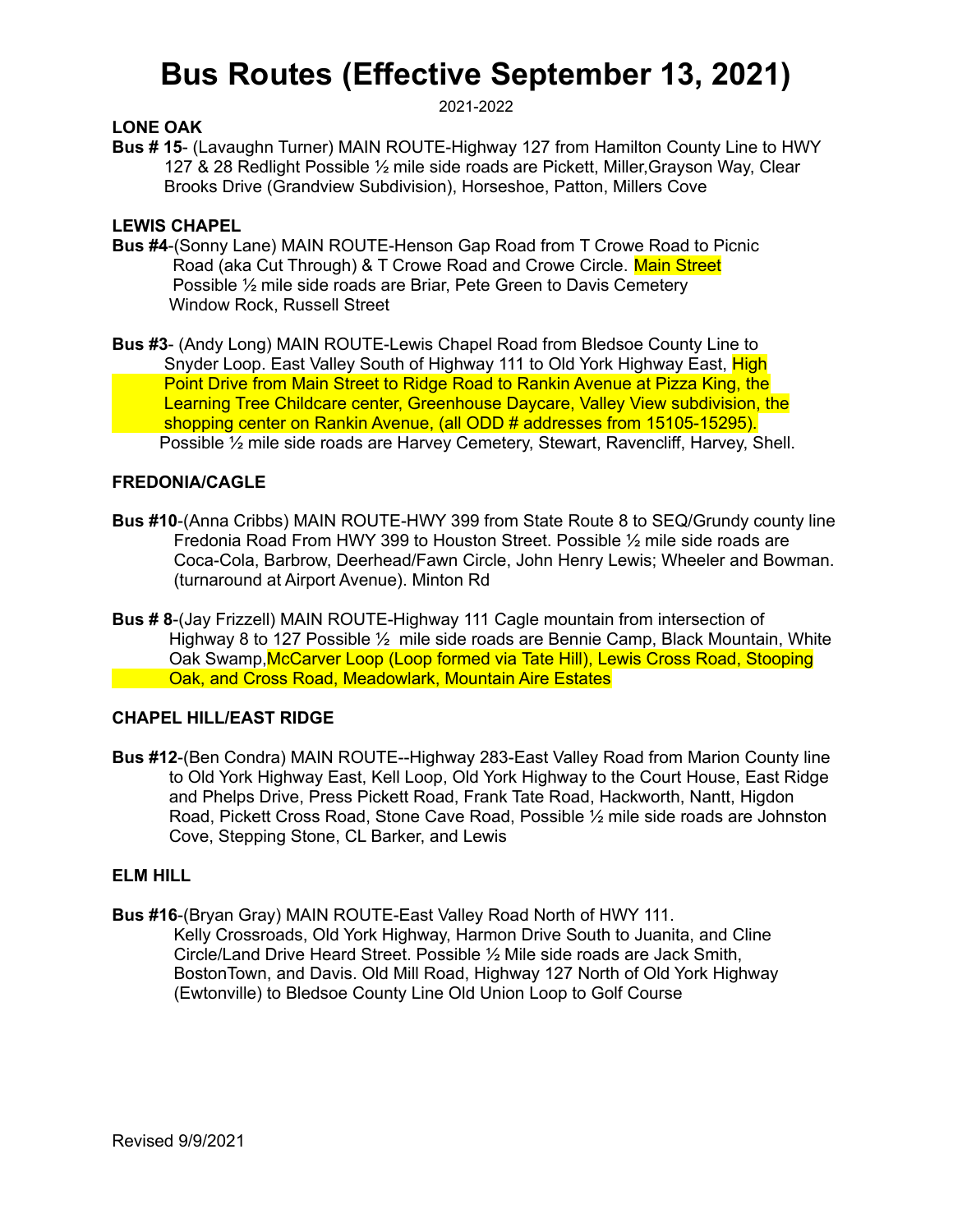# Bus Routes (Effective September 13, 2021)

2021-2022

**LONE OAK**

**Bus # 15**- (Lavaughn Turner) MAIN ROUTE-Highway 127 from Hamilton County Line to HWY 127 & 28 Redlight Possible ½ mile side roads are Pickett, Miller,Grayson Way, Clear Brooks Drive (Grandview Subdivision), Horseshoe, Patton, Millers Cove

**LEWIS CHAPEL**

**Bus #4**-(Sonny Lane) MAIN ROUTE-Henson Gap Road from T Crowe Road to Picnic Road (aka Cut Through) & T Crowe Road and Crowe Circle. Main Street Possible ½ mile side roads are Briar, Pete Green to Davis Cemetery Window Rock, Russell Street

**Bus #3**- (Andy Long) MAIN ROUTE-Lewis Chapel Road from Bledsoe County Line to Snyder Loop. East Valley South of Highway 111 to Old York Highway East, High Point Drive from Main Street to Ridge Road to Rankin Avenue at Pizza King, the Learning Tree Childcare center, Greenhouse Daycare, Valley View subdivision, the shopping center on Rankin Avenue, (all ODD # addresses from 15105-15295). Possible ½ mile side roads are Harvey Cemetery, Stewart, Ravencliff, Harvey, Shell.

**FREDONIA/CAGLE**

**Bus #10**-(Anna Cribbs) MAIN ROUTE-HWY 399 from State Route 8 to SEQ/Grundy county line Fredonia Road From HWY 399 to Houston Street. Possible ½ mile side roads are Coca-Cola, Barbrow, Deerhead/Fawn Circle, John Henry Lewis; Wheeler and Bowman. (turnaround at Airport Avenue). Minton Rd

**Bus # 8**-(Jay Frizzell) MAIN ROUTE-Highway 111 Cagle mountain from intersection of Highway 8 to 127 Possible ½ mile side roads are Bennie Camp, Black Mountain, White Oak Swamp,McCarver Loop (Loop formed via Tate Hill), Lewis Cross Road, Stooping Oak, and Cross Road, Meadowlark, Mountain Aire Estates

**CHAPEL HILL/EAST RIDGE**

**Bus #12**-(Ben Condra) MAIN ROUTE--Highway 283-East Valley Road from Marion County line to Old York Highway East, Kell Loop, Old York Highway to the Court House, East Ridge and Phelps Drive, Press Pickett Road, Frank Tate Road, Hackworth, Nantt, Higdon Road, Pickett Cross Road, Stone Cave Road, Possible ½ mile side roads are Johnston Cove, Stepping Stone, CL Barker, and Lewis

**ELM HILL**

**Bus #16**-(Bryan Gray) MAIN ROUTE-East Valley Road North of HWY 111. Kelly Crossroads, Old York Highway, Harmon Drive South to Juanita, and Cline Circle/Land Drive Heard Street. Possible ½ Mile side roads are Jack Smith, BostonTown, and Davis. Old Mill Road, Highway 127 North of Old York Highway (Ewtonville) to Bledsoe County Line Old Union Loop to Golf Course

Revised 9/9/2021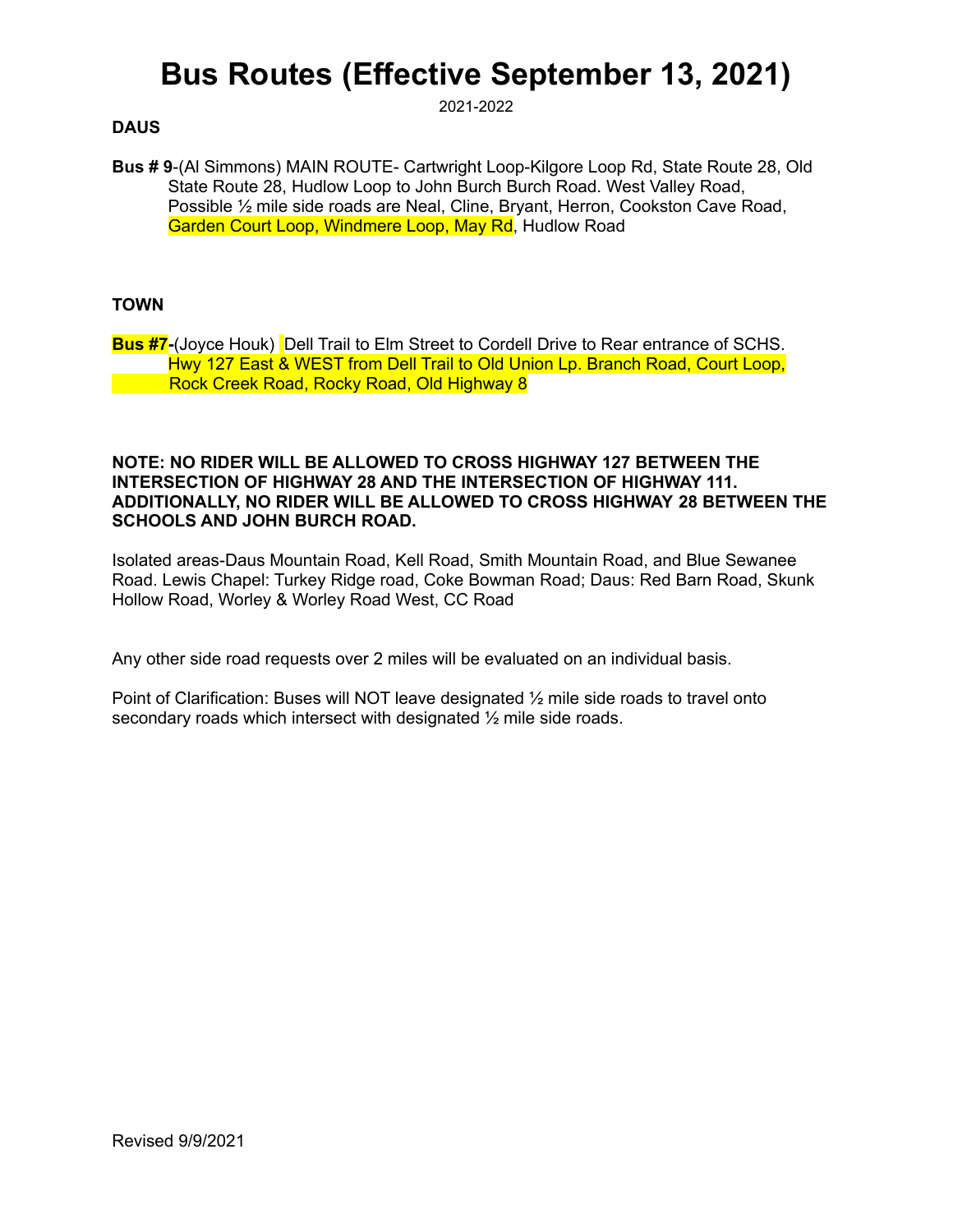# Bus Routes (Effective September 13, 2021)

2021-2022

**DAUS**

**Bus # 9**-(Al Simmons) MAIN ROUTE- Cartwright Loop-Kilgore Loop Rd, State Route 28, Old State Route 28, Hudlow Loop to John Burch Burch Road. West Valley Road, Possible ½ mile side roads are Neal, Cline, Bryant, Herron, Cookston Cave Road, Garden Court Loop, Windmere Loop, May Rd, Hudlow Road

**TOWN**

**Bus #7**-(Joyce Houk) Dell Trail to Elm Street to Cordell Drive to Rear entrance of SCHS. Hwy 127 East & WEST from Dell Trail to Old Union Lp. Branch Road, Court Loop, Rock Creek Road, Rocky Road, Old Highway 8

**NOTE: NO RIDER WILL BE ALLOWED TO CROSS HIGHWAY 127 BETWEEN THE INTERSECTION OF HIGHWAY 28 AND THE INTERSECTION OF HIGHWAY 111. ADDITIONALLY, NO RIDER WILL BE ALLOWED TO CROSS HIGHWAY 28 BETWEEN THE SCHOOLS AND JOHN BURCH ROAD.**

Isolated areas-Daus Mountain Road, Kell Road, Smith Mountain Road, and Blue Sewanee Road. Lewis Chapel: Turkey Ridge road, Coke Bowman Road; Daus: Red Barn Road, Skunk Hollow Road, Worley & Worley Road West, CC Road

Any other side road requests over 2 miles will be evaluated on an individual basis.

Point of Clarification: Buses will NOT leave designated ½ mile side roads to travel onto secondary roads which intersect with designated ½ mile side roads.

Revised 9/9/2021